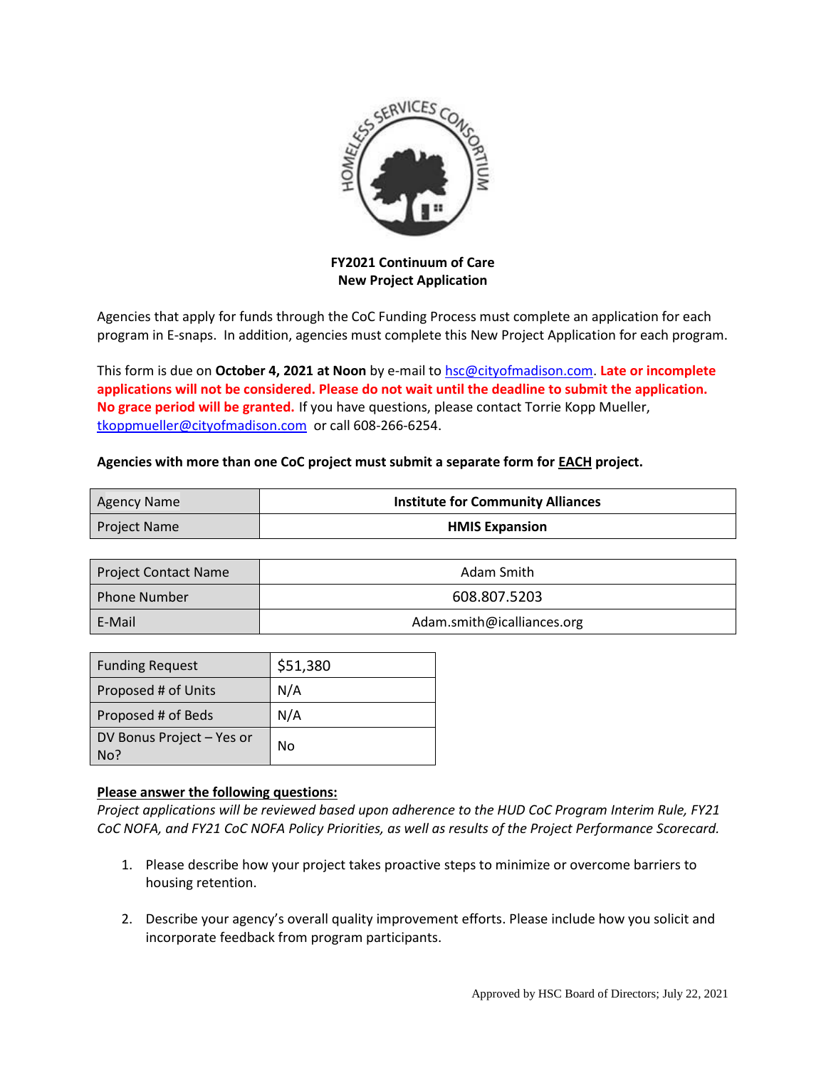**FY2021 Continuum of Care**
**New Project Application**

Agencies that apply for funds through the CoC Funding Process must complete an application for each program in E-snaps. In addition, agencies must complete this New Project Application for each program.

This form is due on **October 4, 2021 at Noon** by e-mail to hsc@cityofmadison.com. **Late or incomplete applications will not be considered. Please do not wait until the deadline to submit the application. No grace period will be granted.** If you have questions, please contact Torrie Kopp Mueller, tkoppmueller@cityofmadison.com or call 608-266-6254.

**Agencies with more than one CoC project must submit a separate form for EACH project.**

| | |
|---|---|
| Agency Name | **Institute for Community Alliances** |
| Project Name | **HMIS Expansion** |

| | |
|---|---|
| Project Contact Name | Adam Smith |
| Phone Number | 608.807.5203 |
| E-Mail | Adam.smith@icalliances.org |

| | |
|---|---|
| Funding Request | $51,380 |
| Proposed # of Units | N/A |
| Proposed # of Beds | N/A |
| DV Bonus Project – Yes or No? | No |

**Please answer the following questions:**

*Project applications will be reviewed based upon adherence to the HUD CoC Program Interim Rule, FY21 CoC NOFA, and FY21 CoC NOFA Policy Priorities, as well as results of the Project Performance Scorecard.*

1. Please describe how your project takes proactive steps to minimize or overcome barriers to housing retention.
2. Describe your agency's overall quality improvement efforts. Please include how you solicit and incorporate feedback from program participants.

Approved by HSC Board of Directors; July 22, 2021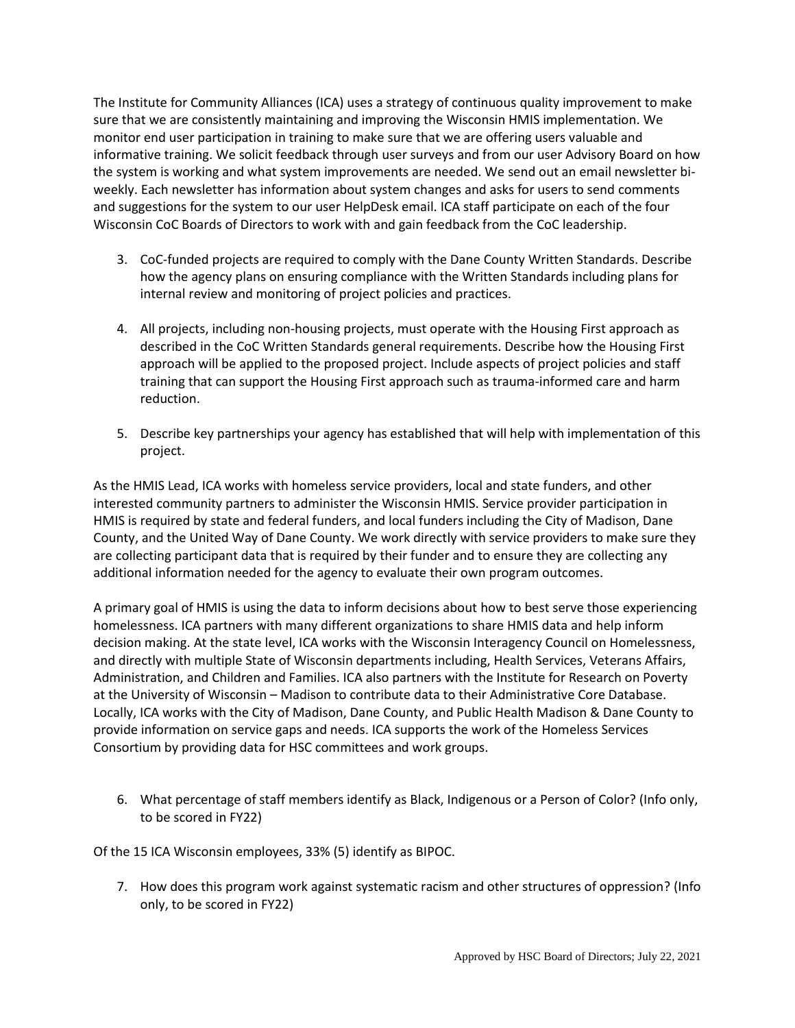The Institute for Community Alliances (ICA) uses a strategy of continuous quality improvement to make sure that we are consistently maintaining and improving the Wisconsin HMIS implementation. We monitor end user participation in training to make sure that we are offering users valuable and informative training. We solicit feedback through user surveys and from our user Advisory Board on how the system is working and what system improvements are needed. We send out an email newsletter bi-weekly. Each newsletter has information about system changes and asks for users to send comments and suggestions for the system to our user HelpDesk email. ICA staff participate on each of the four Wisconsin CoC Boards of Directors to work with and gain feedback from the CoC leadership.

3. CoC-funded projects are required to comply with the Dane County Written Standards. Describe how the agency plans on ensuring compliance with the Written Standards including plans for internal review and monitoring of project policies and practices.

4. All projects, including non-housing projects, must operate with the Housing First approach as described in the CoC Written Standards general requirements. Describe how the Housing First approach will be applied to the proposed project. Include aspects of project policies and staff training that can support the Housing First approach such as trauma-informed care and harm reduction.

5. Describe key partnerships your agency has established that will help with implementation of this project.

As the HMIS Lead, ICA works with homeless service providers, local and state funders, and other interested community partners to administer the Wisconsin HMIS. Service provider participation in HMIS is required by state and federal funders, and local funders including the City of Madison, Dane County, and the United Way of Dane County. We work directly with service providers to make sure they are collecting participant data that is required by their funder and to ensure they are collecting any additional information needed for the agency to evaluate their own program outcomes.

A primary goal of HMIS is using the data to inform decisions about how to best serve those experiencing homelessness. ICA partners with many different organizations to share HMIS data and help inform decision making. At the state level, ICA works with the Wisconsin Interagency Council on Homelessness, and directly with multiple State of Wisconsin departments including, Health Services, Veterans Affairs, Administration, and Children and Families. ICA also partners with the Institute for Research on Poverty at the University of Wisconsin – Madison to contribute data to their Administrative Core Database. Locally, ICA works with the City of Madison, Dane County, and Public Health Madison & Dane County to provide information on service gaps and needs. ICA supports the work of the Homeless Services Consortium by providing data for HSC committees and work groups.

6. What percentage of staff members identify as Black, Indigenous or a Person of Color? (Info only, to be scored in FY22)

Of the 15 ICA Wisconsin employees, 33% (5) identify as BIPOC.

7. How does this program work against systematic racism and other structures of oppression? (Info only, to be scored in FY22)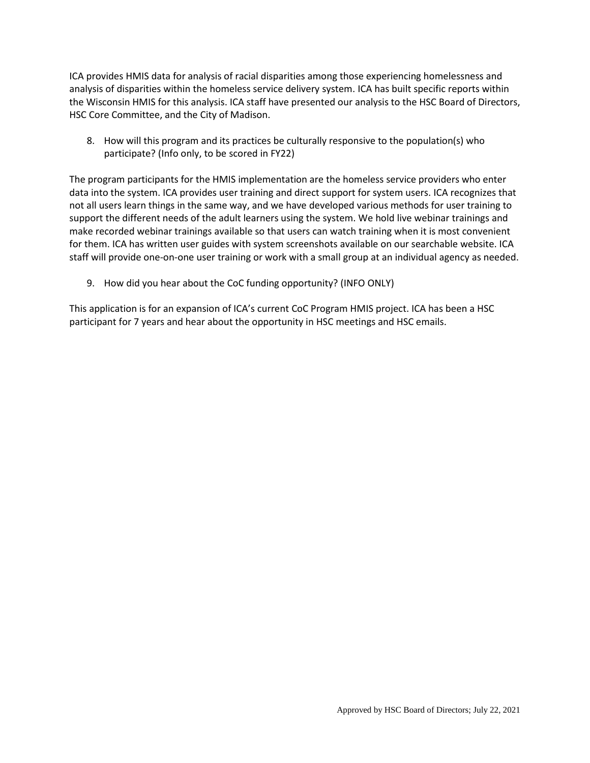ICA provides HMIS data for analysis of racial disparities among those experiencing homelessness and analysis of disparities within the homeless service delivery system. ICA has built specific reports within the Wisconsin HMIS for this analysis. ICA staff have presented our analysis to the HSC Board of Directors, HSC Core Committee, and the City of Madison.

8. How will this program and its practices be culturally responsive to the population(s) who participate? (Info only, to be scored in FY22)

The program participants for the HMIS implementation are the homeless service providers who enter data into the system. ICA provides user training and direct support for system users. ICA recognizes that not all users learn things in the same way, and we have developed various methods for user training to support the different needs of the adult learners using the system. We hold live webinar trainings and make recorded webinar trainings available so that users can watch training when it is most convenient for them. ICA has written user guides with system screenshots available on our searchable website. ICA staff will provide one-on-one user training or work with a small group at an individual agency as needed.

9. How did you hear about the CoC funding opportunity? (INFO ONLY)

This application is for an expansion of ICA's current CoC Program HMIS project. ICA has been a HSC participant for 7 years and hear about the opportunity in HSC meetings and HSC emails.